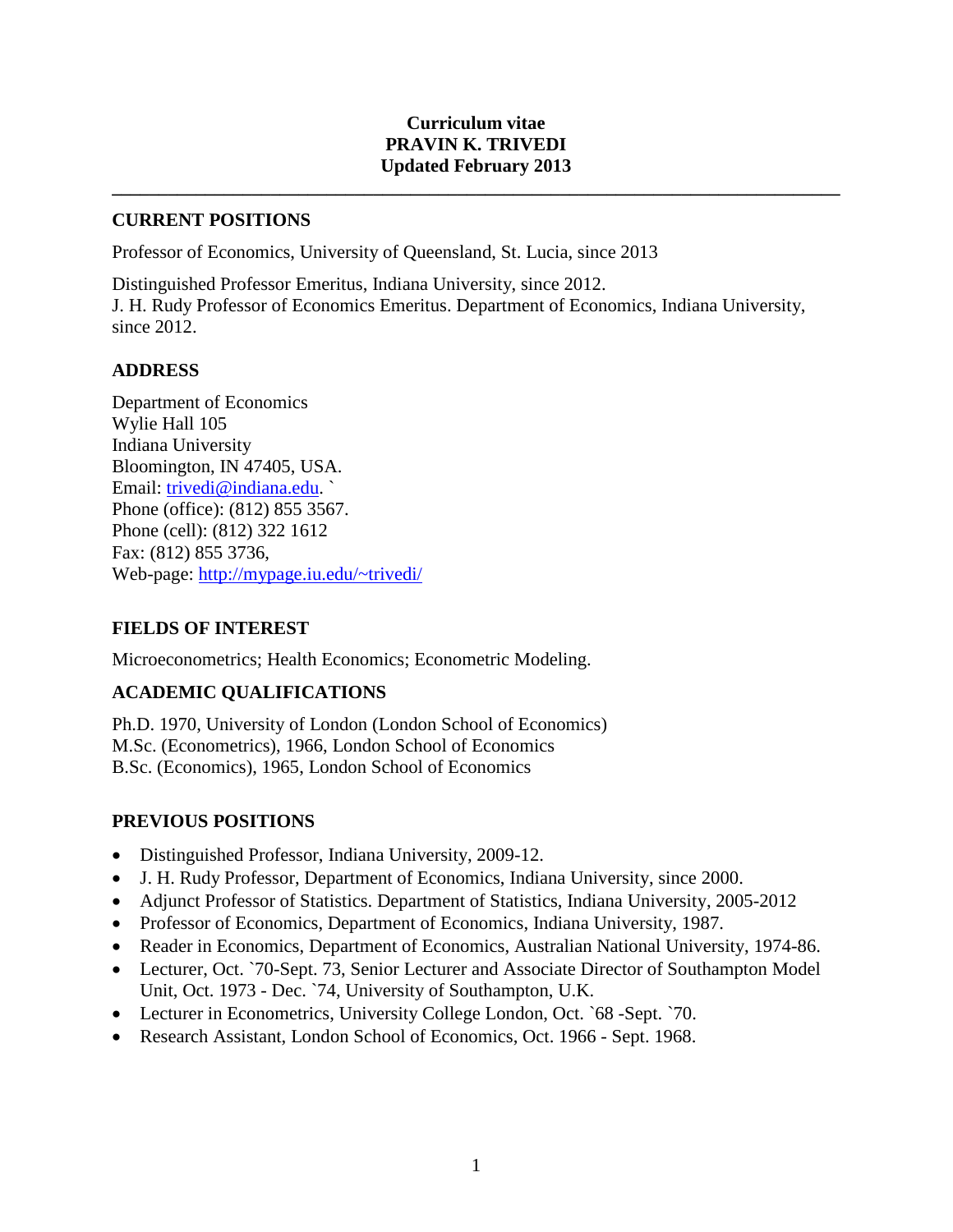**Curriculum vitae**
**PRAVIN K. TRIVEDI**
**Updated February 2013**

---

## CURRENT POSITIONS

Professor of Economics, University of Queensland, St. Lucia, since 2013

Distinguished Professor Emeritus, Indiana University, since 2012.
J. H. Rudy Professor of Economics Emeritus. Department of Economics, Indiana University, since 2012.

## ADDRESS

Department of Economics
Wylie Hall 105
Indiana University
Bloomington, IN 47405, USA.
Email: trivedi@indiana.edu. `
Phone (office): (812) 855 3567.
Phone (cell): (812) 322 1612
Fax: (812) 855 3736,
Web-page: http://mypage.iu.edu/~trivedi/

## FIELDS OF INTEREST

Microeconometrics; Health Economics; Econometric Modeling.

## ACADEMIC QUALIFICATIONS

Ph.D. 1970, University of London (London School of Economics)
M.Sc. (Econometrics), 1966, London School of Economics
B.Sc. (Economics), 1965, London School of Economics

## PREVIOUS POSITIONS

- Distinguished Professor, Indiana University, 2009-12.
- J. H. Rudy Professor, Department of Economics, Indiana University, since 2000.
- Adjunct Professor of Statistics. Department of Statistics, Indiana University, 2005-2012
- Professor of Economics, Department of Economics, Indiana University, 1987.
- Reader in Economics, Department of Economics, Australian National University, 1974-86.
- Lecturer, Oct. `70-Sept. 73, Senior Lecturer and Associate Director of Southampton Model Unit, Oct. 1973 - Dec. `74, University of Southampton, U.K.
- Lecturer in Econometrics, University College London, Oct. `68 -Sept. `70.
- Research Assistant, London School of Economics, Oct. 1966 - Sept. 1968.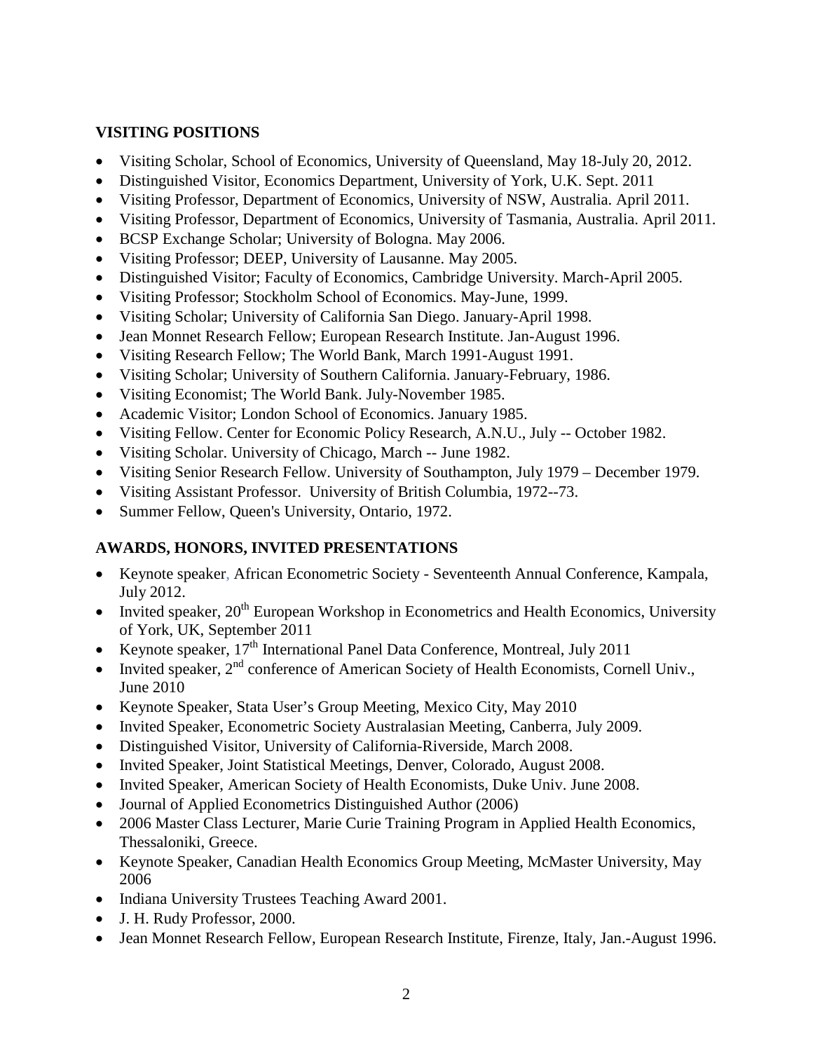## VISITING POSITIONS

- Visiting Scholar, School of Economics, University of Queensland, May 18-July 20, 2012.
- Distinguished Visitor, Economics Department, University of York, U.K. Sept. 2011
- Visiting Professor, Department of Economics, University of NSW, Australia. April 2011.
- Visiting Professor, Department of Economics, University of Tasmania, Australia. April 2011.
- BCSP Exchange Scholar; University of Bologna. May 2006.
- Visiting Professor; DEEP, University of Lausanne. May 2005.
- Distinguished Visitor; Faculty of Economics, Cambridge University. March-April 2005.
- Visiting Professor; Stockholm School of Economics. May-June, 1999.
- Visiting Scholar; University of California San Diego. January-April 1998.
- Jean Monnet Research Fellow; European Research Institute. Jan-August 1996.
- Visiting Research Fellow; The World Bank, March 1991-August 1991.
- Visiting Scholar; University of Southern California. January-February, 1986.
- Visiting Economist; The World Bank. July-November 1985.
- Academic Visitor; London School of Economics. January 1985.
- Visiting Fellow. Center for Economic Policy Research, A.N.U., July -- October 1982.
- Visiting Scholar. University of Chicago, March -- June 1982.
- Visiting Senior Research Fellow. University of Southampton, July 1979 – December 1979.
- Visiting Assistant Professor. University of British Columbia, 1972--73.
- Summer Fellow, Queen's University, Ontario, 1972.

## AWARDS, HONORS, INVITED PRESENTATIONS

- Keynote speaker, African Econometric Society - Seventeenth Annual Conference, Kampala, July 2012.
- Invited speaker, 20th European Workshop in Econometrics and Health Economics, University of York, UK, September 2011
- Keynote speaker, 17th International Panel Data Conference, Montreal, July 2011
- Invited speaker, 2nd conference of American Society of Health Economists, Cornell Univ., June 2010
- Keynote Speaker, Stata User's Group Meeting, Mexico City, May 2010
- Invited Speaker, Econometric Society Australasian Meeting, Canberra, July 2009.
- Distinguished Visitor, University of California-Riverside, March 2008.
- Invited Speaker, Joint Statistical Meetings, Denver, Colorado, August 2008.
- Invited Speaker, American Society of Health Economists, Duke Univ. June 2008.
- Journal of Applied Econometrics Distinguished Author (2006)
- 2006 Master Class Lecturer, Marie Curie Training Program in Applied Health Economics, Thessaloniki, Greece.
- Keynote Speaker, Canadian Health Economics Group Meeting, McMaster University, May 2006
- Indiana University Trustees Teaching Award 2001.
- J. H. Rudy Professor, 2000.
- Jean Monnet Research Fellow, European Research Institute, Firenze, Italy, Jan.-August 1996.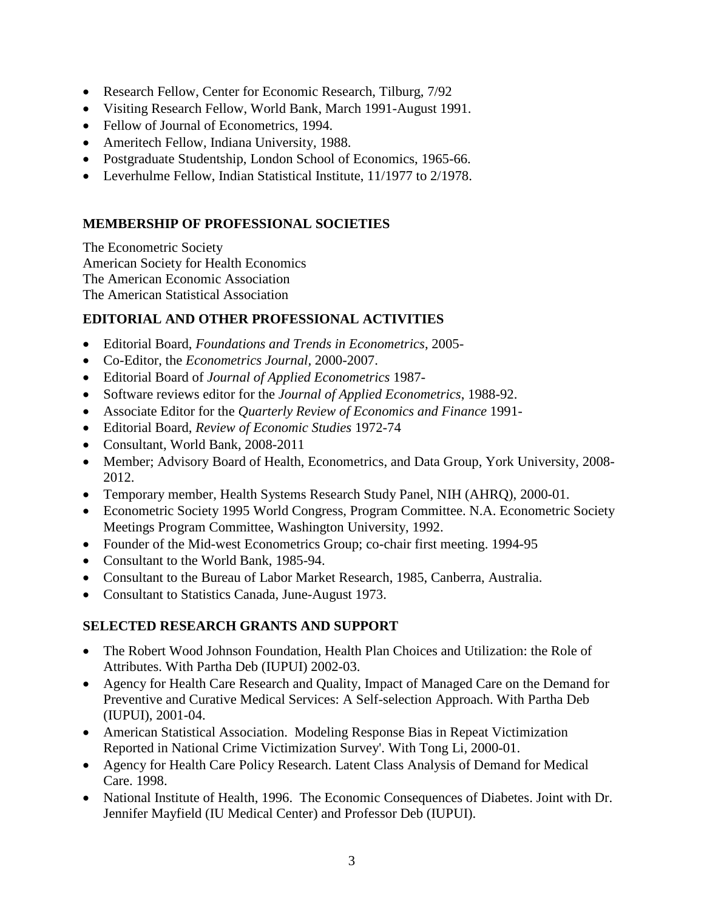- Research Fellow, Center for Economic Research, Tilburg, 7/92
- Visiting Research Fellow, World Bank, March 1991-August 1991.
- Fellow of Journal of Econometrics, 1994.
- Ameritech Fellow, Indiana University, 1988.
- Postgraduate Studentship, London School of Economics, 1965-66.
- Leverhulme Fellow, Indian Statistical Institute, 11/1977 to 2/1978.

## MEMBERSHIP OF PROFESSIONAL SOCIETIES

The Econometric Society
American Society for Health Economics
The American Economic Association
The American Statistical Association

## EDITORIAL AND OTHER PROFESSIONAL ACTIVITIES

- Editorial Board, *Foundations and Trends in Econometrics*, 2005-
- Co-Editor, the *Econometrics Journal*, 2000-2007.
- Editorial Board of *Journal of Applied Econometrics* 1987-
- Software reviews editor for the *Journal of Applied Econometrics*, 1988-92.
- Associate Editor for the *Quarterly Review of Economics and Finance* 1991-
- Editorial Board, *Review of Economic Studies* 1972-74
- Consultant, World Bank, 2008-2011
- Member; Advisory Board of Health, Econometrics, and Data Group, York University, 2008-2012.
- Temporary member, Health Systems Research Study Panel, NIH (AHRQ), 2000-01.
- Econometric Society 1995 World Congress, Program Committee. N.A. Econometric Society Meetings Program Committee, Washington University, 1992.
- Founder of the Mid-west Econometrics Group; co-chair first meeting. 1994-95
- Consultant to the World Bank, 1985-94.
- Consultant to the Bureau of Labor Market Research, 1985, Canberra, Australia.
- Consultant to Statistics Canada, June-August 1973.

## SELECTED RESEARCH GRANTS AND SUPPORT

- The Robert Wood Johnson Foundation, Health Plan Choices and Utilization: the Role of Attributes. With Partha Deb (IUPUI) 2002-03.
- Agency for Health Care Research and Quality, Impact of Managed Care on the Demand for Preventive and Curative Medical Services: A Self-selection Approach. With Partha Deb (IUPUI), 2001-04.
- American Statistical Association. Modeling Response Bias in Repeat Victimization Reported in National Crime Victimization Survey'. With Tong Li, 2000-01.
- Agency for Health Care Policy Research. Latent Class Analysis of Demand for Medical Care. 1998.
- National Institute of Health, 1996. The Economic Consequences of Diabetes. Joint with Dr. Jennifer Mayfield (IU Medical Center) and Professor Deb (IUPUI).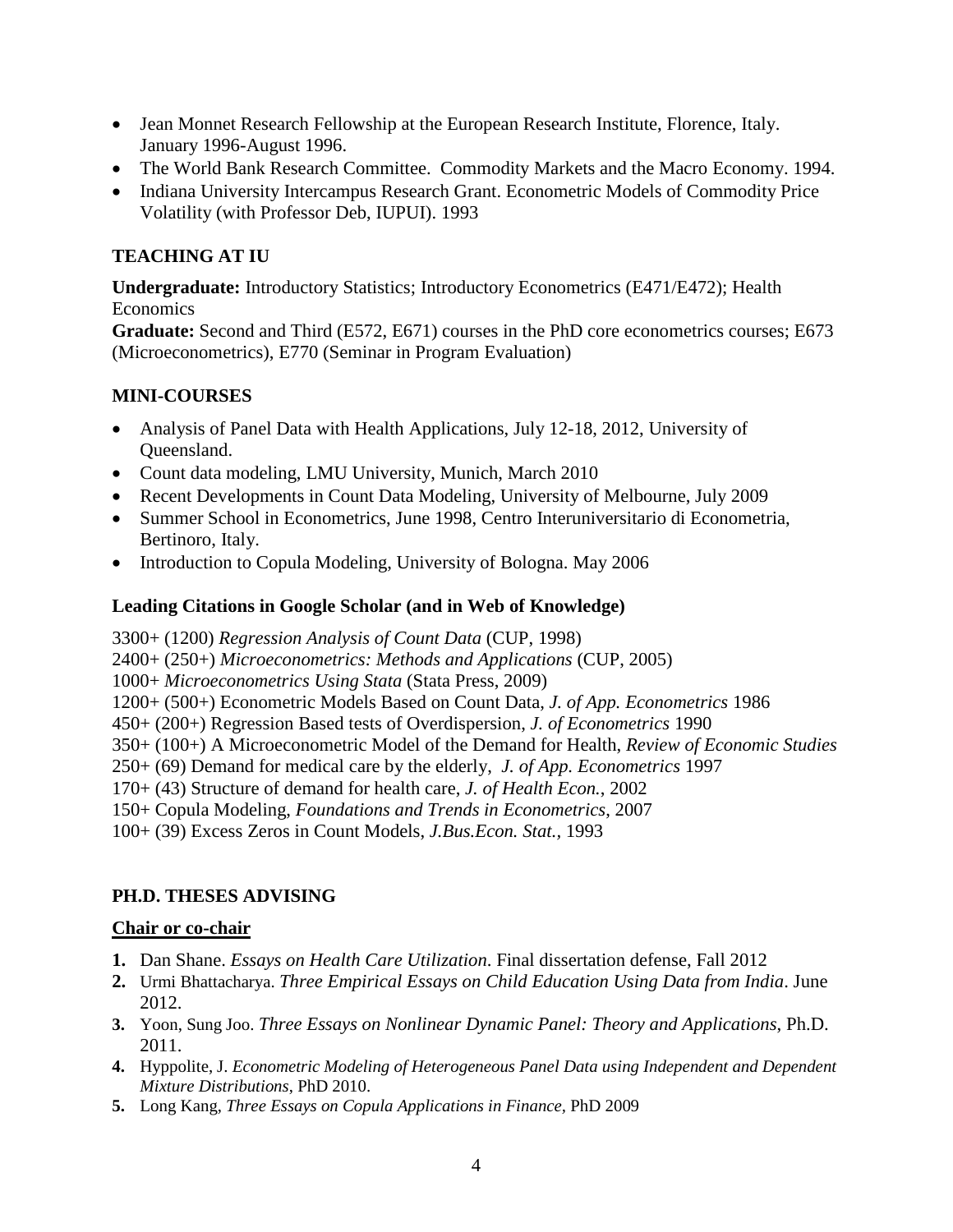- Jean Monnet Research Fellowship at the European Research Institute, Florence, Italy. January 1996-August 1996.
- The World Bank Research Committee. Commodity Markets and the Macro Economy. 1994.
- Indiana University Intercampus Research Grant. Econometric Models of Commodity Price Volatility (with Professor Deb, IUPUI). 1993

## TEACHING AT IU

**Undergraduate:** Introductory Statistics; Introductory Econometrics (E471/E472); Health Economics
**Graduate:** Second and Third (E572, E671) courses in the PhD core econometrics courses; E673 (Microeconometrics), E770 (Seminar in Program Evaluation)

## MINI-COURSES

- Analysis of Panel Data with Health Applications, July 12-18, 2012, University of Queensland.
- Count data modeling, LMU University, Munich, March 2010
- Recent Developments in Count Data Modeling, University of Melbourne, July 2009
- Summer School in Econometrics, June 1998, Centro Interuniversitario di Econometria, Bertinoro, Italy.
- Introduction to Copula Modeling, University of Bologna. May 2006

### Leading Citations in Google Scholar (and in Web of Knowledge)

3300+ (1200) *Regression Analysis of Count Data* (CUP, 1998)
2400+ (250+) *Microeconometrics: Methods and Applications* (CUP, 2005)
1000+ *Microeconometrics Using Stata* (Stata Press, 2009)
1200+ (500+) Econometric Models Based on Count Data, *J. of App. Econometrics* 1986
450+ (200+) Regression Based tests of Overdispersion, *J. of Econometrics* 1990
350+ (100+) A Microeconometric Model of the Demand for Health, *Review of Economic Studies*
250+ (69) Demand for medical care by the elderly, *J. of App. Econometrics* 1997
170+ (43) Structure of demand for health care, *J. of Health Econ.*, 2002
150+ Copula Modeling, *Foundations and Trends in Econometrics*, 2007
100+ (39) Excess Zeros in Count Models, *J.Bus.Econ. Stat.*, 1993

## PH.D. THESES ADVISING

### Chair or co-chair

1. Dan Shane. *Essays on Health Care Utilization*. Final dissertation defense, Fall 2012
2. Urmi Bhattacharya. *Three Empirical Essays on Child Education Using Data from India*. June 2012.
3. Yoon, Sung Joo. *Three Essays on Nonlinear Dynamic Panel: Theory and Applications*, Ph.D. 2011.
4. Hyppolite, J. *Econometric Modeling of Heterogeneous Panel Data using Independent and Dependent Mixture Distributions*, PhD 2010.
5. Long Kang, *Three Essays on Copula Applications in Finance*, PhD 2009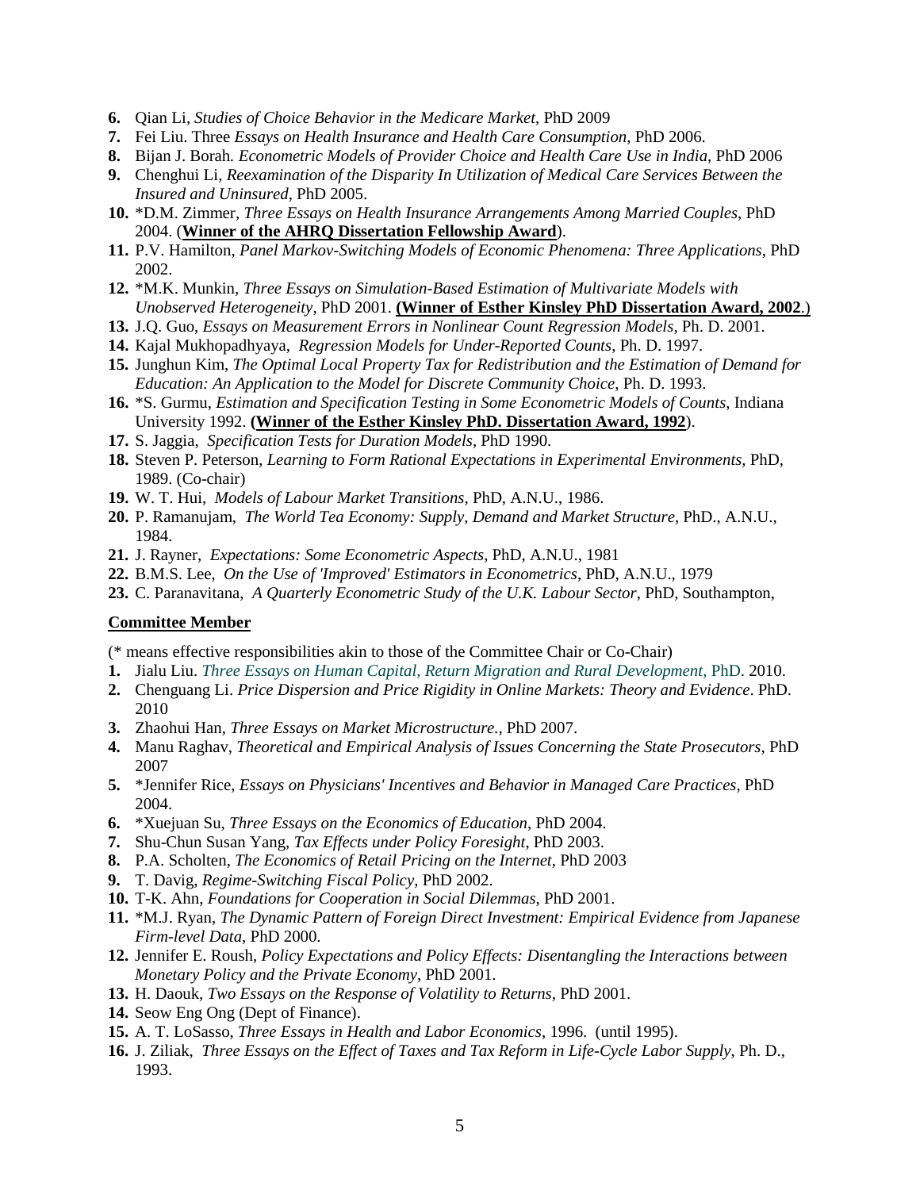6. Qian Li, *Studies of Choice Behavior in the Medicare Market*, PhD 2009
7. Fei Liu. Three *Essays on Health Insurance and Health Care Consumption*, PhD 2006.
8. Bijan J. Borah. *Econometric Models of Provider Choice and Health Care Use in India*, PhD 2006
9. Chenghui Li, *Reexamination of the Disparity In Utilization of Medical Care Services Between the Insured and Uninsured*, PhD 2005.
10. *D.M. Zimmer, *Three Essays on Health Insurance Arrangements Among Married Couples*, PhD 2004. (**Winner of the AHRQ Dissertation Fellowship Award**).
11. P.V. Hamilton, *Panel Markov-Switching Models of Economic Phenomena: Three Applications*, PhD 2002.
12. *M.K. Munkin, *Three Essays on Simulation-Based Estimation of Multivariate Models with Unobserved Heterogeneity*, PhD 2001. **(Winner of Esther Kinsley PhD Dissertation Award, 2002**.)
13. J.Q. Guo, *Essays on Measurement Errors in Nonlinear Count Regression Models*, Ph. D. 2001.
14. Kajal Mukhopadhyaya, *Regression Models for Under-Reported Counts*, Ph. D. 1997.
15. Junghun Kim, *The Optimal Local Property Tax for Redistribution and the Estimation of Demand for Education: An Application to the Model for Discrete Community Choice*, Ph. D. 1993.
16. *S. Gurmu, *Estimation and Specification Testing in Some Econometric Models of Counts*, Indiana University 1992. **(Winner of the Esther Kinsley PhD. Dissertation Award, 1992**).
17. S. Jaggia, *Specification Tests for Duration Models*, PhD 1990.
18. Steven P. Peterson, *Learning to Form Rational Expectations in Experimental Environments*, PhD, 1989. (Co-chair)
19. W. T. Hui, *Models of Labour Market Transitions*, PhD, A.N.U., 1986.
20. P. Ramanujam, *The World Tea Economy: Supply, Demand and Market Structure*, PhD., A.N.U., 1984.
21. J. Rayner, *Expectations: Some Econometric Aspects*, PhD, A.N.U., 1981
22. B.M.S. Lee, *On the Use of 'Improved' Estimators in Econometrics*, PhD, A.N.U., 1979
23. C. Paranavitana, *A Quarterly Econometric Study of the U.K. Labour Sector*, PhD, Southampton,

**Committee Member**

(* means effective responsibilities akin to those of the Committee Chair or Co-Chair)

1. Jialu Liu. *Three Essays on Human Capital, Return Migration and Rural Development*, PhD. 2010.
2. Chenguang Li. *Price Dispersion and Price Rigidity in Online Markets: Theory and Evidence*. PhD. 2010
3. Zhaohui Han, *Three Essays on Market Microstructure.*, PhD 2007.
4. Manu Raghav, *Theoretical and Empirical Analysis of Issues Concerning the State Prosecutors*, PhD 2007
5. *Jennifer Rice, *Essays on Physicians' Incentives and Behavior in Managed Care Practices*, PhD 2004.
6. *Xuejuan Su, *Three Essays on the Economics of Education*, PhD 2004.
7. Shu-Chun Susan Yang, *Tax Effects under Policy Foresight*, PhD 2003.
8. P.A. Scholten, *The Economics of Retail Pricing on the Internet*, PhD 2003
9. T. Davig, *Regime-Switching Fiscal Policy*, PhD 2002.
10. T-K. Ahn, *Foundations for Cooperation in Social Dilemmas*, PhD 2001.
11. *M.J. Ryan, *The Dynamic Pattern of Foreign Direct Investment: Empirical Evidence from Japanese Firm-level Data*, PhD 2000.
12. Jennifer E. Roush, *Policy Expectations and Policy Effects: Disentangling the Interactions between Monetary Policy and the Private Economy*, PhD 2001.
13. H. Daouk, *Two Essays on the Response of Volatility to Returns*, PhD 2001.
14. Seow Eng Ong (Dept of Finance).
15. A. T. LoSasso, *Three Essays in Health and Labor Economics*, 1996. (until 1995).
16. J. Ziliak, *Three Essays on the Effect of Taxes and Tax Reform in Life-Cycle Labor Supply*, Ph. D., 1993.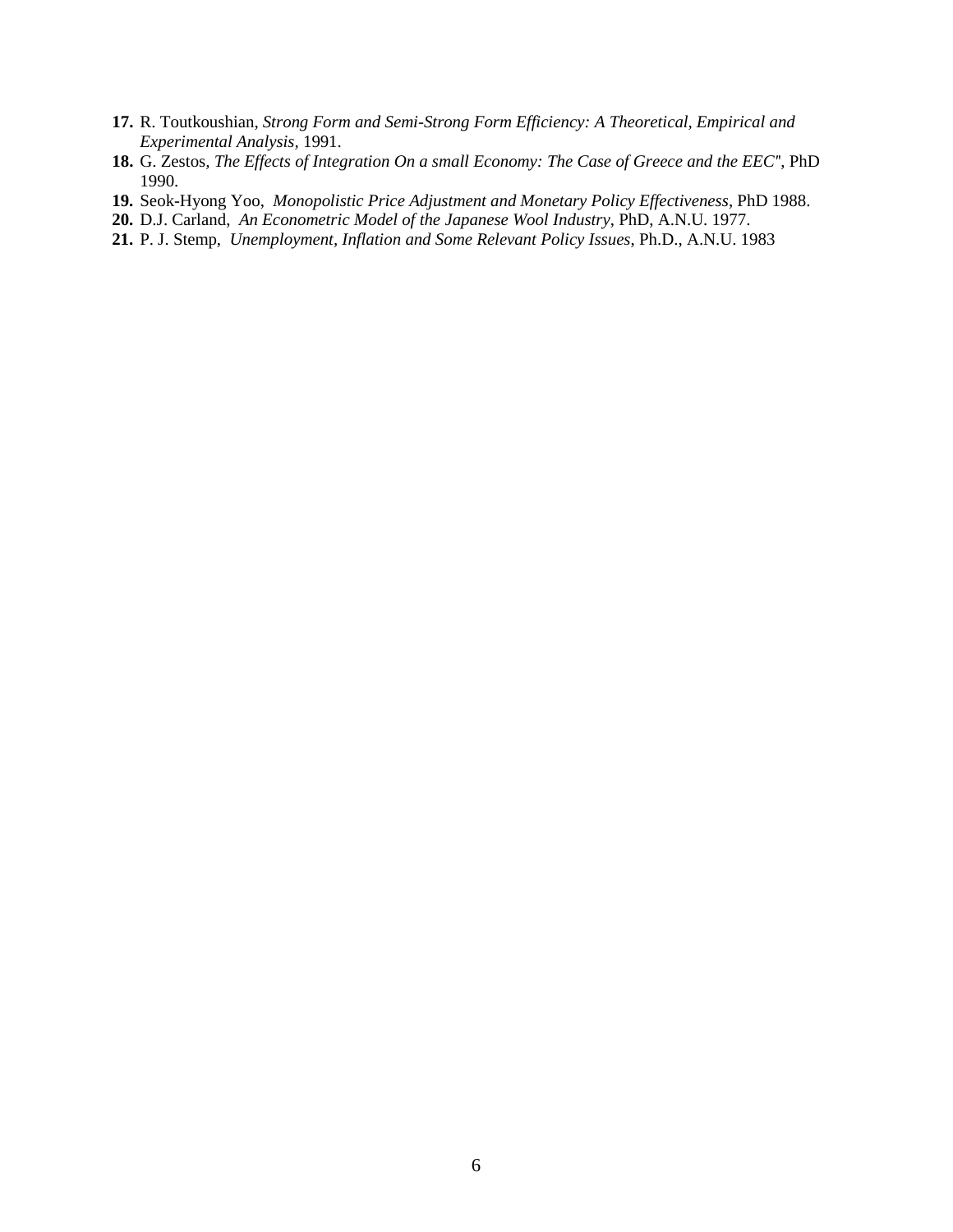17. R. Toutkoushian, *Strong Form and Semi-Strong Form Efficiency: A Theoretical, Empirical and Experimental Analysis*, 1991.
18. G. Zestos, *The Effects of Integration On a small Economy: The Case of Greece and the EEC"*, PhD 1990.
19. Seok-Hyong Yoo, *Monopolistic Price Adjustment and Monetary Policy Effectiveness*, PhD 1988.
20. D.J. Carland, *An Econometric Model of the Japanese Wool Industry*, PhD, A.N.U. 1977.
21. P. J. Stemp, *Unemployment, Inflation and Some Relevant Policy Issues*, Ph.D., A.N.U. 1983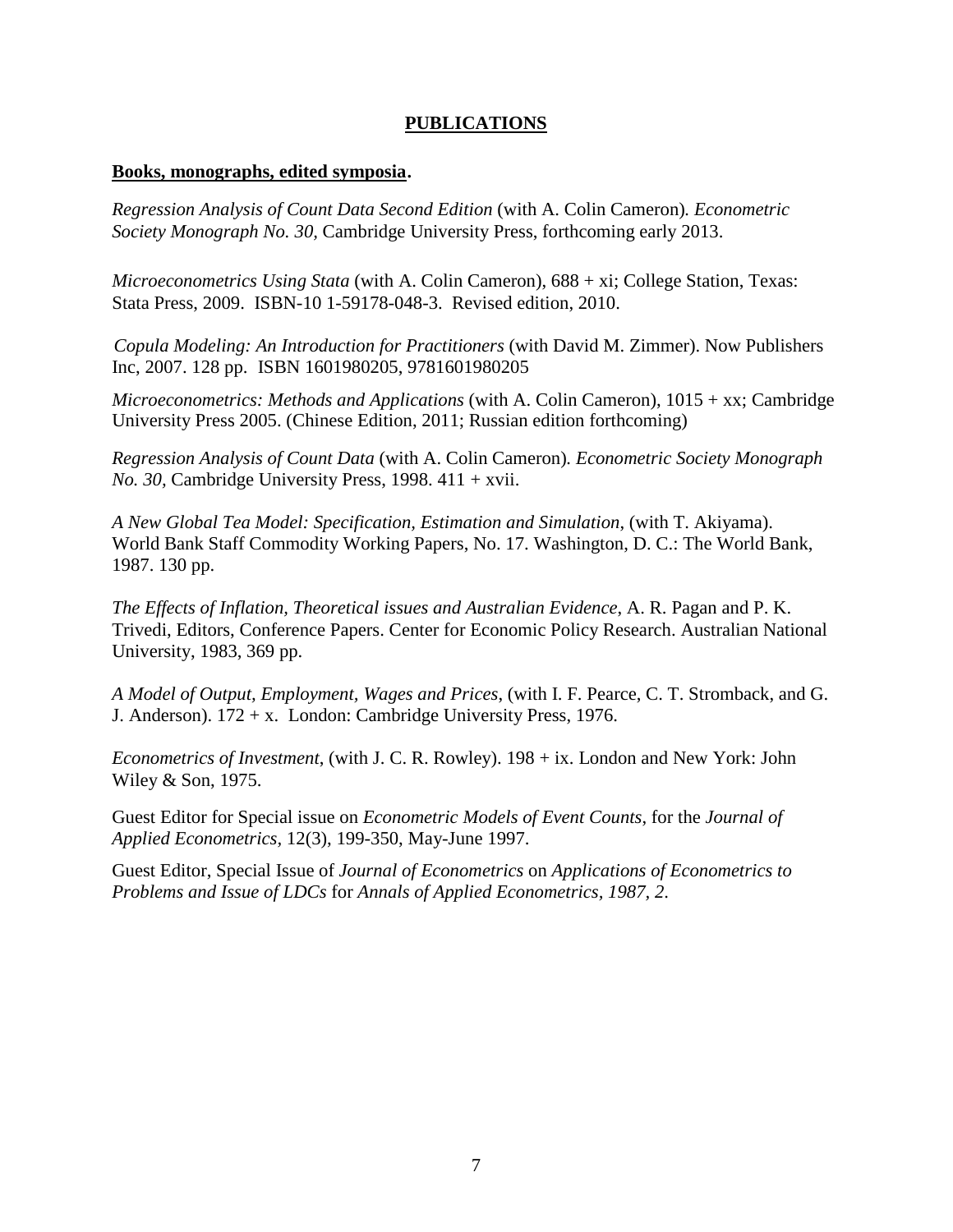## PUBLICATIONS

### Books, monographs, edited symposia.

*Regression Analysis of Count Data Second Edition* (with A. Colin Cameron)*. Econometric Society Monograph No. 30,* Cambridge University Press, forthcoming early 2013.

*Microeconometrics Using Stata* (with A. Colin Cameron), 688 + xi; College Station, Texas: Stata Press, 2009. ISBN-10 1-59178-048-3. Revised edition, 2010.

*Copula Modeling: An Introduction for Practitioners* (with David M. Zimmer). Now Publishers Inc, 2007. 128 pp. ISBN 1601980205, 9781601980205

*Microeconometrics: Methods and Applications* (with A. Colin Cameron), 1015 + xx; Cambridge University Press 2005. (Chinese Edition, 2011; Russian edition forthcoming)

*Regression Analysis of Count Data* (with A. Colin Cameron)*. Econometric Society Monograph No. 30,* Cambridge University Press, 1998. 411 + xvii.

*A New Global Tea Model: Specification, Estimation and Simulation*, (with T. Akiyama). World Bank Staff Commodity Working Papers, No. 17. Washington, D. C.: The World Bank, 1987. 130 pp.

*The Effects of Inflation, Theoretical issues and Australian Evidence*, A. R. Pagan and P. K. Trivedi, Editors, Conference Papers. Center for Economic Policy Research. Australian National University, 1983, 369 pp.

*A Model of Output, Employment, Wages and Prices*, (with I. F. Pearce, C. T. Stromback, and G. J. Anderson). 172 + x. London: Cambridge University Press, 1976.

*Econometrics of Investment*, (with J. C. R. Rowley). 198 + ix. London and New York: John Wiley & Son, 1975.

Guest Editor for Special issue on *Econometric Models of Event Counts*, for the *Journal of Applied Econometrics,* 12(3), 199-350, May-June 1997.

Guest Editor, Special Issue of *Journal of Econometrics* on *Applications of Econometrics to Problems and Issue of LDCs* for *Annals of Applied Econometrics, 1987, 2*.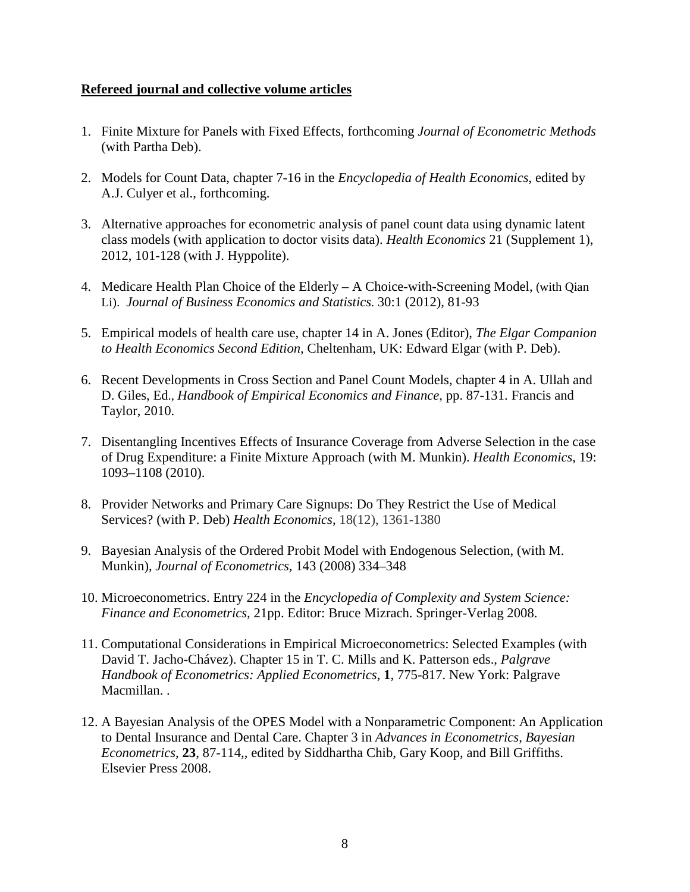**Refereed journal and collective volume articles**

1. Finite Mixture for Panels with Fixed Effects, forthcoming *Journal of Econometric Methods* (with Partha Deb).

2. Models for Count Data, chapter 7-16 in the *Encyclopedia of Health Economics*, edited by A.J. Culyer et al., forthcoming.

3. Alternative approaches for econometric analysis of panel count data using dynamic latent class models (with application to doctor visits data). *Health Economics* 21 (Supplement 1), 2012, 101-128 (with J. Hyppolite).

4. Medicare Health Plan Choice of the Elderly – A Choice-with-Screening Model, (with Qian Li). *Journal of Business Economics and Statistics.* 30:1 (2012), 81-93

5. Empirical models of health care use, chapter 14 in A. Jones (Editor), *The Elgar Companion to Health Economics Second Edition,* Cheltenham, UK: Edward Elgar (with P. Deb).

6. Recent Developments in Cross Section and Panel Count Models, chapter 4 in A. Ullah and D. Giles, Ed., *Handbook of Empirical Economics and Finance*, pp. 87-131. Francis and Taylor, 2010.

7. Disentangling Incentives Effects of Insurance Coverage from Adverse Selection in the case of Drug Expenditure: a Finite Mixture Approach (with M. Munkin). *Health Economics*, 19: 1093–1108 (2010).

8. Provider Networks and Primary Care Signups: Do They Restrict the Use of Medical Services? (with P. Deb) *Health Economics*, 18(12), 1361-1380

9. Bayesian Analysis of the Ordered Probit Model with Endogenous Selection, (with M. Munkin), *Journal of Econometrics*, 143 (2008) 334–348

10. Microeconometrics. Entry 224 in the *Encyclopedia of Complexity and System Science: Finance and Econometrics*, 21pp. Editor: Bruce Mizrach. Springer-Verlag 2008.

11. Computational Considerations in Empirical Microeconometrics: Selected Examples (with David T. Jacho-Chávez). Chapter 15 in T. C. Mills and K. Patterson eds., *Palgrave Handbook of Econometrics: Applied Econometrics*, **1**, 775-817. New York: Palgrave Macmillan. .

12. A Bayesian Analysis of the OPES Model with a Nonparametric Component: An Application to Dental Insurance and Dental Care. Chapter 3 in *Advances in Econometrics, Bayesian Econometrics*, **23**, 87-114,, edited by Siddhartha Chib, Gary Koop, and Bill Griffiths. Elsevier Press 2008.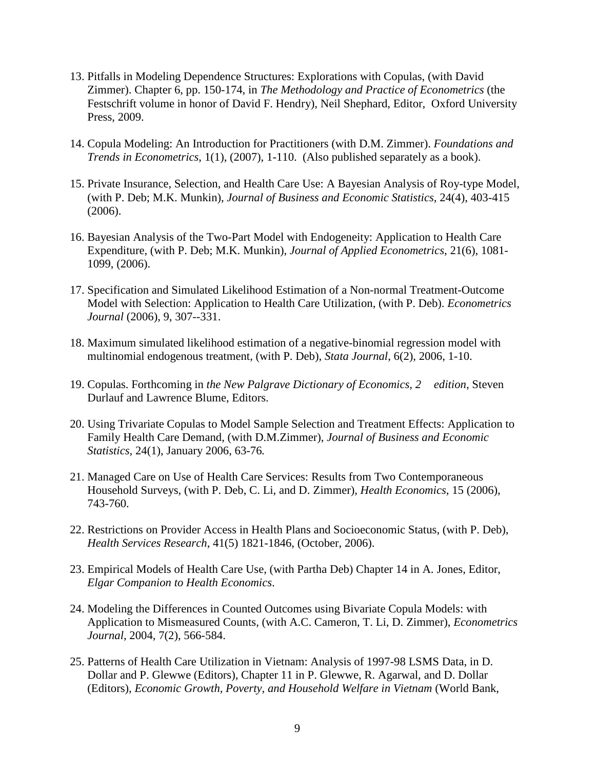13. Pitfalls in Modeling Dependence Structures: Explorations with Copulas, (with David Zimmer). Chapter 6, pp. 150-174, in *The Methodology and Practice of Econometrics* (the Festschrift volume in honor of David F. Hendry), Neil Shephard, Editor, Oxford University Press, 2009.

14. Copula Modeling: An Introduction for Practitioners (with D.M. Zimmer). *Foundations and Trends in Econometrics*, 1(1), (2007), 1-110. (Also published separately as a book).

15. Private Insurance, Selection, and Health Care Use: A Bayesian Analysis of Roy-type Model, (with P. Deb; M.K. Munkin), *Journal of Business and Economic Statistics,* 24(4), 403-415 (2006).

16. Bayesian Analysis of the Two-Part Model with Endogeneity: Application to Health Care Expenditure, (with P. Deb; M.K. Munkin), *Journal of Applied Econometrics*, 21(6), 1081-1099, (2006).

17. Specification and Simulated Likelihood Estimation of a Non-normal Treatment-Outcome Model with Selection: Application to Health Care Utilization, (with P. Deb). *Econometrics Journal* (2006), 9, 307--331.

18. Maximum simulated likelihood estimation of a negative-binomial regression model with multinomial endogenous treatment, (with P. Deb), *Stata Journal*, 6(2), 2006, 1-10.

19. Copulas. Forthcoming in *the New Palgrave Dictionary of Economics, 2 edition*, Steven Durlauf and Lawrence Blume, Editors.

20. Using Trivariate Copulas to Model Sample Selection and Treatment Effects: Application to Family Health Care Demand, (with D.M.Zimmer), *Journal of Business and Economic Statistics*, 24(1), January 2006, 63-76*.*

21. Managed Care on Use of Health Care Services: Results from Two Contemporaneous Household Surveys, (with P. Deb, C. Li, and D. Zimmer), *Health Economics*, 15 (2006), 743-760.

22. Restrictions on Provider Access in Health Plans and Socioeconomic Status, (with P. Deb), *Health Services Research*, 41(5) 1821-1846, (October, 2006).

23. Empirical Models of Health Care Use, (with Partha Deb) Chapter 14 in A. Jones, Editor, *Elgar Companion to Health Economics*.

24. Modeling the Differences in Counted Outcomes using Bivariate Copula Models: with Application to Mismeasured Counts, (with A.C. Cameron, T. Li, D. Zimmer), *Econometrics Journal*, 2004, 7(2), 566-584.

25. Patterns of Health Care Utilization in Vietnam: Analysis of 1997-98 LSMS Data, in D. Dollar and P. Glewwe (Editors), Chapter 11 in P. Glewwe, R. Agarwal, and D. Dollar (Editors), *Economic Growth, Poverty, and Household Welfare in Vietnam* (World Bank,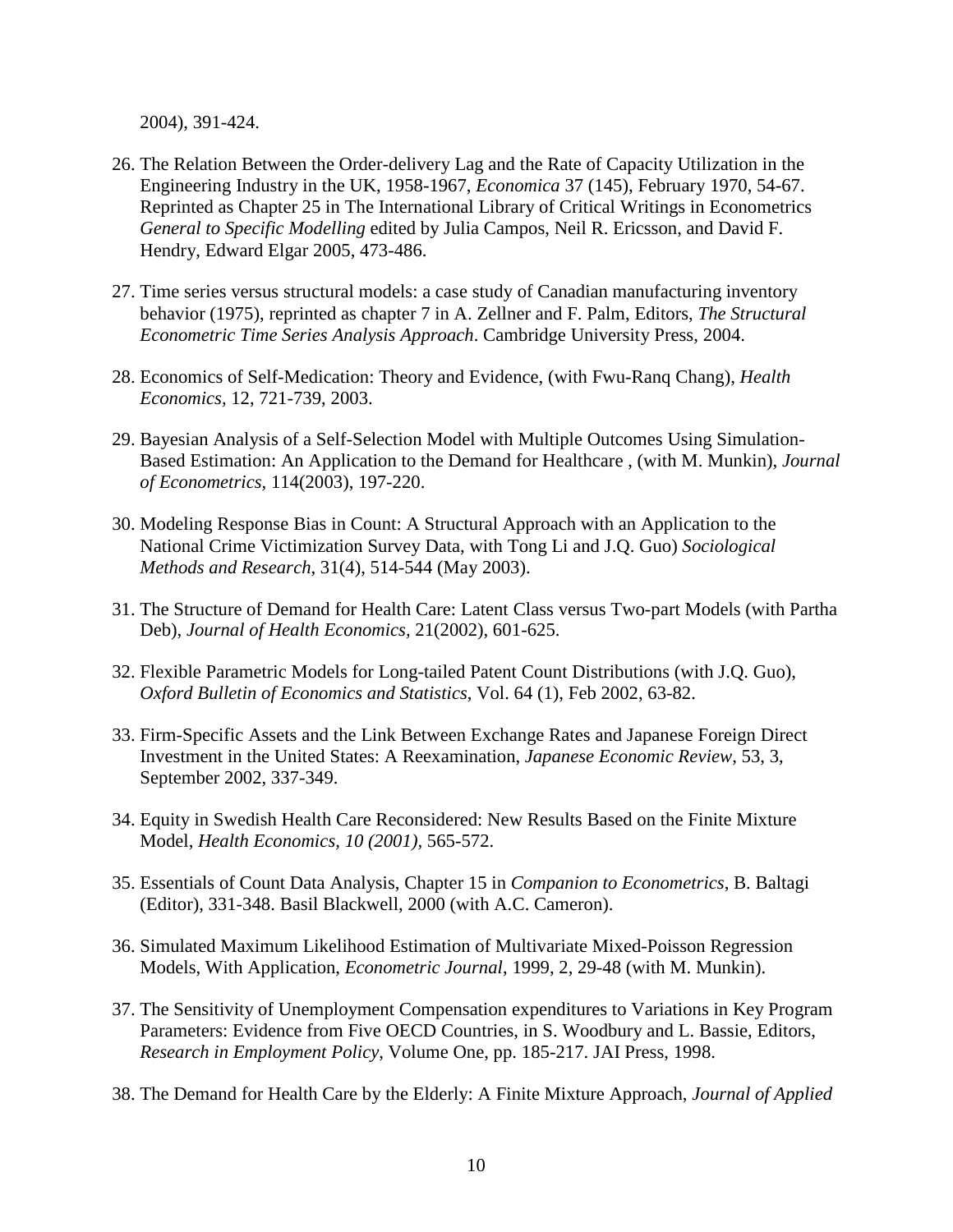2004), 391-424.

26. The Relation Between the Order-delivery Lag and the Rate of Capacity Utilization in the Engineering Industry in the UK, 1958-1967, *Economica* 37 (145), February 1970, 54-67. Reprinted as Chapter 25 in The International Library of Critical Writings in Econometrics *General to Specific Modelling* edited by Julia Campos, Neil R. Ericsson, and David F. Hendry, Edward Elgar 2005, 473-486.

27. Time series versus structural models: a case study of Canadian manufacturing inventory behavior (1975), reprinted as chapter 7 in A. Zellner and F. Palm, Editors, *The Structural Econometric Time Series Analysis Approach*. Cambridge University Press, 2004.

28. Economics of Self-Medication: Theory and Evidence, (with Fwu-Ranq Chang), *Health Economics,* 12, 721-739, 2003.

29. Bayesian Analysis of a Self-Selection Model with Multiple Outcomes Using Simulation-Based Estimation: An Application to the Demand for Healthcare , (with M. Munkin), *Journal of Econometrics,* 114(2003), 197-220.

30. Modeling Response Bias in Count: A Structural Approach with an Application to the National Crime Victimization Survey Data, with Tong Li and J.Q. Guo) *Sociological Methods and Research*, 31(4), 514-544 (May 2003).

31. The Structure of Demand for Health Care: Latent Class versus Two-part Models (with Partha Deb), *Journal of Health Economics,* 21(2002), 601-625.

32. Flexible Parametric Models for Long-tailed Patent Count Distributions (with J.Q. Guo), *Oxford Bulletin of Economics and Statistics*, Vol. 64 (1), Feb 2002, 63-82.

33. Firm-Specific Assets and the Link Between Exchange Rates and Japanese Foreign Direct Investment in the United States: A Reexamination, *Japanese Economic Review*, 53, 3, September 2002, 337-349.

34. Equity in Swedish Health Care Reconsidered: New Results Based on the Finite Mixture Model, *Health Economics, 10 (2001),* 565-572.

35. Essentials of Count Data Analysis, Chapter 15 in *Companion to Econometrics*, B. Baltagi (Editor), 331-348. Basil Blackwell, 2000 (with A.C. Cameron).

36. Simulated Maximum Likelihood Estimation of Multivariate Mixed-Poisson Regression Models, With Application, *Econometric Journal*, 1999, 2, 29-48 (with M. Munkin).

37. The Sensitivity of Unemployment Compensation expenditures to Variations in Key Program Parameters: Evidence from Five OECD Countries, in S. Woodbury and L. Bassie, Editors, *Research in Employment Policy*, Volume One, pp. 185-217. JAI Press, 1998.

38. The Demand for Health Care by the Elderly: A Finite Mixture Approach, *Journal of Applied*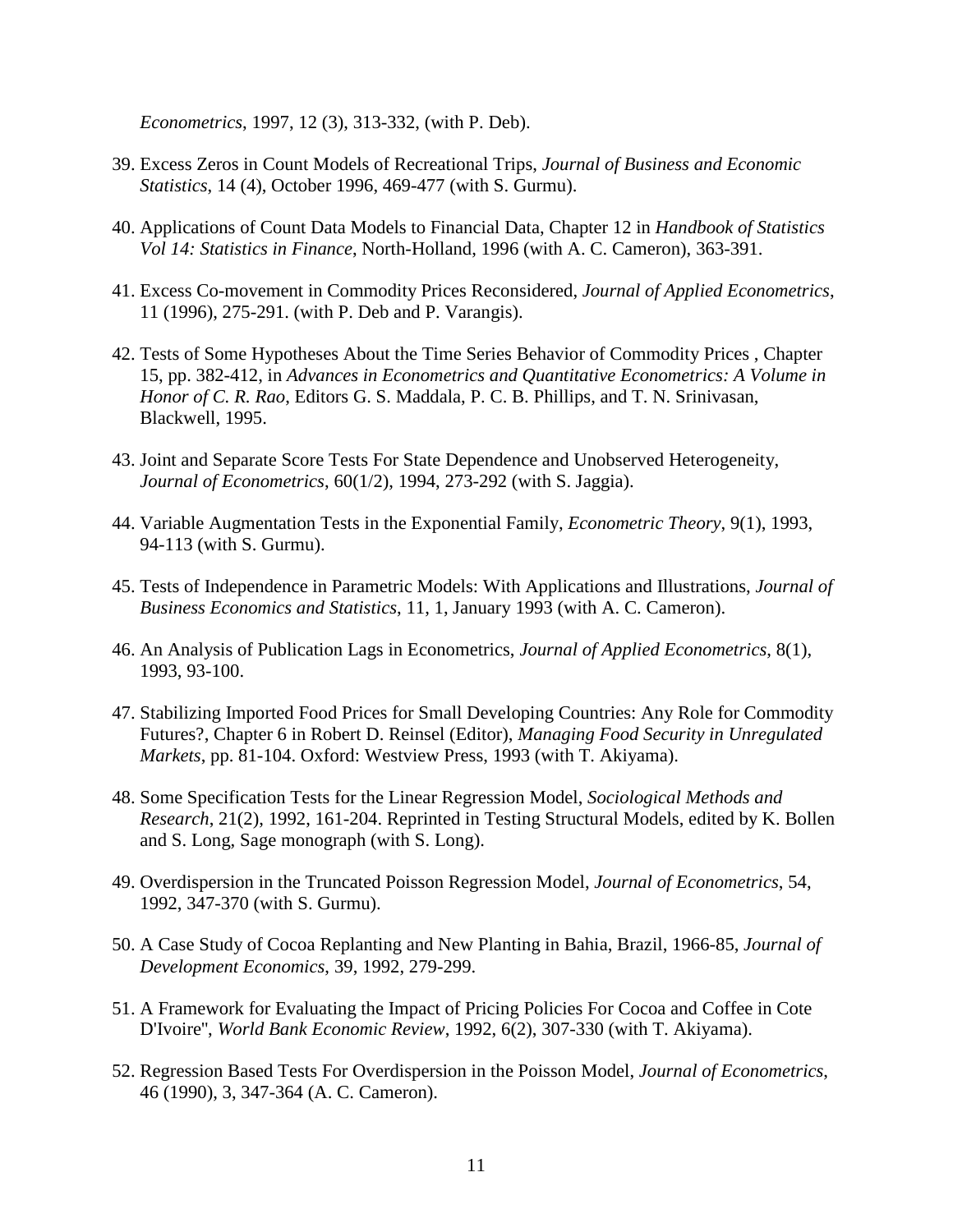*Econometrics*, 1997, 12 (3), 313-332, (with P. Deb).

39. Excess Zeros in Count Models of Recreational Trips, *Journal of Business and Economic Statistics*, 14 (4), October 1996, 469-477 (with S. Gurmu).

40. Applications of Count Data Models to Financial Data, Chapter 12 in *Handbook of Statistics Vol 14: Statistics in Finance*, North-Holland, 1996 (with A. C. Cameron), 363-391.

41. Excess Co-movement in Commodity Prices Reconsidered, *Journal of Applied Econometrics*, 11 (1996), 275-291. (with P. Deb and P. Varangis).

42. Tests of Some Hypotheses About the Time Series Behavior of Commodity Prices , Chapter 15, pp. 382-412, in *Advances in Econometrics and Quantitative Econometrics: A Volume in Honor of C. R. Rao*, Editors G. S. Maddala, P. C. B. Phillips, and T. N. Srinivasan, Blackwell, 1995.

43. Joint and Separate Score Tests For State Dependence and Unobserved Heterogeneity, *Journal of Econometrics*, 60(1/2), 1994, 273-292 (with S. Jaggia).

44. Variable Augmentation Tests in the Exponential Family, *Econometric Theory*, 9(1), 1993, 94-113 (with S. Gurmu).

45. Tests of Independence in Parametric Models: With Applications and Illustrations, *Journal of Business Economics and Statistics*, 11, 1, January 1993 (with A. C. Cameron).

46. An Analysis of Publication Lags in Econometrics, *Journal of Applied Econometrics*, 8(1), 1993, 93-100.

47. Stabilizing Imported Food Prices for Small Developing Countries: Any Role for Commodity Futures?, Chapter 6 in Robert D. Reinsel (Editor), *Managing Food Security in Unregulated Markets*, pp. 81-104. Oxford: Westview Press, 1993 (with T. Akiyama).

48. Some Specification Tests for the Linear Regression Model, *Sociological Methods and Research*, 21(2), 1992, 161-204. Reprinted in Testing Structural Models, edited by K. Bollen and S. Long, Sage monograph (with S. Long).

49. Overdispersion in the Truncated Poisson Regression Model, *Journal of Econometrics*, 54, 1992, 347-370 (with S. Gurmu).

50. A Case Study of Cocoa Replanting and New Planting in Bahia, Brazil, 1966-85, *Journal of Development Economics*, 39, 1992, 279-299.

51. A Framework for Evaluating the Impact of Pricing Policies For Cocoa and Coffee in Cote D'Ivoire", *World Bank Economic Review*, 1992, 6(2), 307-330 (with T. Akiyama).

52. Regression Based Tests For Overdispersion in the Poisson Model, *Journal of Econometrics*, 46 (1990), 3, 347-364 (A. C. Cameron).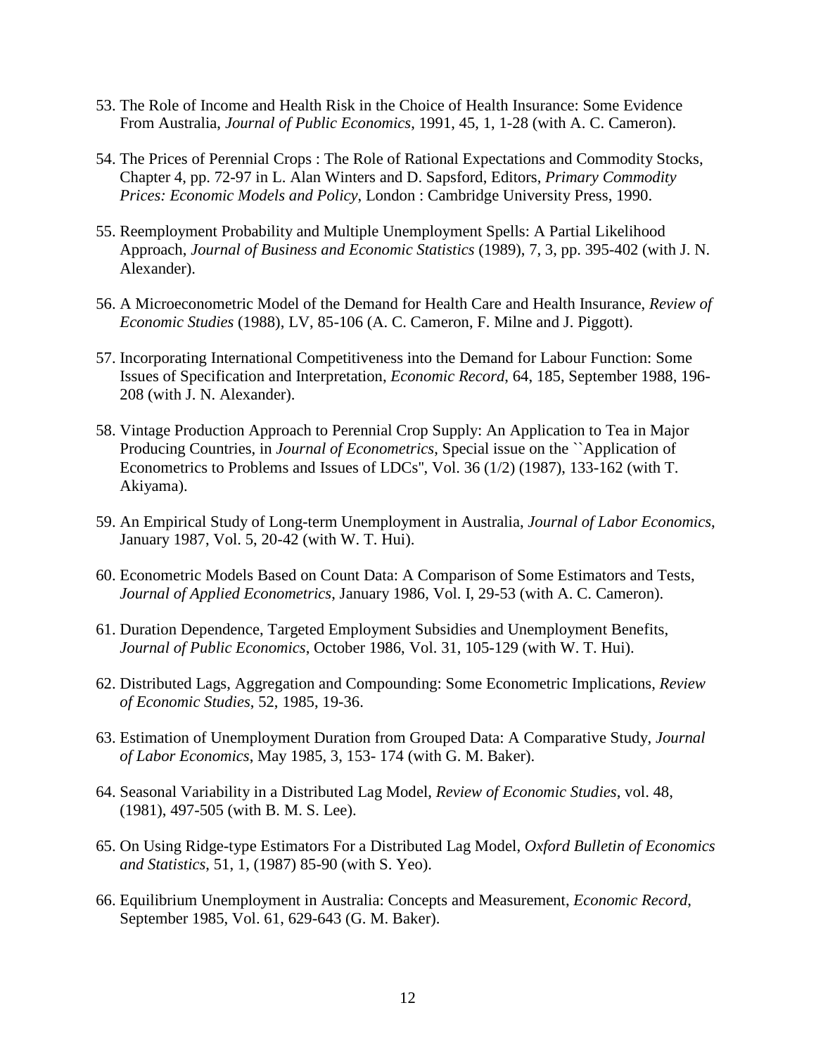53. The Role of Income and Health Risk in the Choice of Health Insurance: Some Evidence From Australia, *Journal of Public Economics*, 1991, 45, 1, 1-28 (with A. C. Cameron).

54. The Prices of Perennial Crops : The Role of Rational Expectations and Commodity Stocks, Chapter 4, pp. 72-97 in L. Alan Winters and D. Sapsford, Editors, *Primary Commodity Prices: Economic Models and Policy*, London : Cambridge University Press, 1990.

55. Reemployment Probability and Multiple Unemployment Spells: A Partial Likelihood Approach, *Journal of Business and Economic Statistics* (1989), 7, 3, pp. 395-402 (with J. N. Alexander).

56. A Microeconometric Model of the Demand for Health Care and Health Insurance, *Review of Economic Studies* (1988), LV, 85-106 (A. C. Cameron, F. Milne and J. Piggott).

57. Incorporating International Competitiveness into the Demand for Labour Function: Some Issues of Specification and Interpretation, *Economic Record*, 64, 185, September 1988, 196-208 (with J. N. Alexander).

58. Vintage Production Approach to Perennial Crop Supply: An Application to Tea in Major Producing Countries, in *Journal of Econometrics*, Special issue on the ``Application of Econometrics to Problems and Issues of LDCs'', Vol. 36 (1/2) (1987), 133-162 (with T. Akiyama).

59. An Empirical Study of Long-term Unemployment in Australia, *Journal of Labor Economics*, January 1987, Vol. 5, 20-42 (with W. T. Hui).

60. Econometric Models Based on Count Data: A Comparison of Some Estimators and Tests, *Journal of Applied Econometrics*, January 1986, Vol. I, 29-53 (with A. C. Cameron).

61. Duration Dependence, Targeted Employment Subsidies and Unemployment Benefits, *Journal of Public Economics*, October 1986, Vol. 31, 105-129 (with W. T. Hui).

62. Distributed Lags, Aggregation and Compounding: Some Econometric Implications, *Review of Economic Studies*, 52, 1985, 19-36.

63. Estimation of Unemployment Duration from Grouped Data: A Comparative Study, *Journal of Labor Economics*, May 1985, 3, 153- 174 (with G. M. Baker).

64. Seasonal Variability in a Distributed Lag Model, *Review of Economic Studies*, vol. 48, (1981), 497-505 (with B. M. S. Lee).

65. On Using Ridge-type Estimators For a Distributed Lag Model, *Oxford Bulletin of Economics and Statistics*, 51, 1, (1987) 85-90 (with S. Yeo).

66. Equilibrium Unemployment in Australia: Concepts and Measurement, *Economic Record*, September 1985, Vol. 61, 629-643 (G. M. Baker).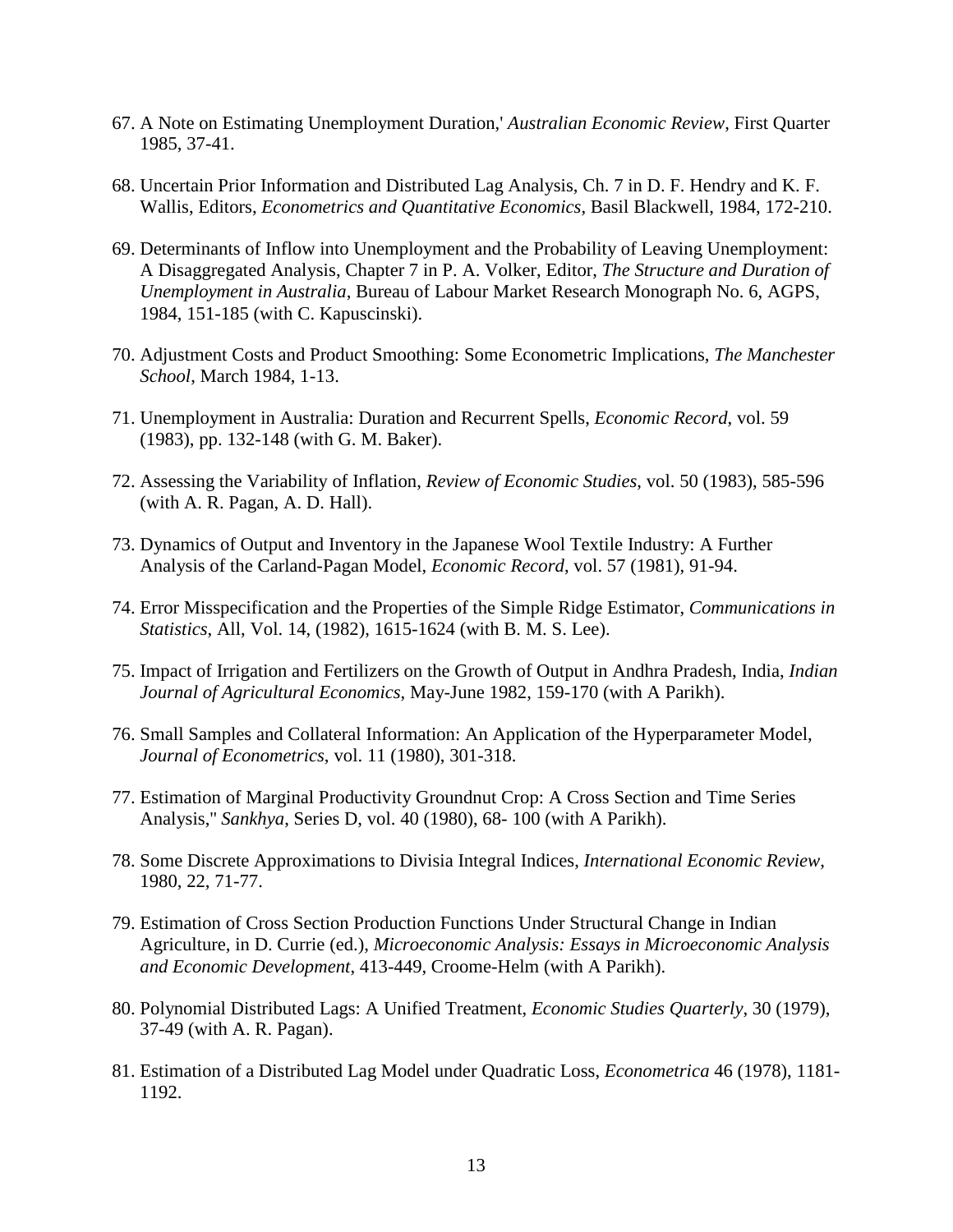67. A Note on Estimating Unemployment Duration,' *Australian Economic Review*, First Quarter 1985, 37-41.

68. Uncertain Prior Information and Distributed Lag Analysis, Ch. 7 in D. F. Hendry and K. F. Wallis, Editors, *Econometrics and Quantitative Economics*, Basil Blackwell, 1984, 172-210.

69. Determinants of Inflow into Unemployment and the Probability of Leaving Unemployment: A Disaggregated Analysis, Chapter 7 in P. A. Volker, Editor, *The Structure and Duration of Unemployment in Australia*, Bureau of Labour Market Research Monograph No. 6, AGPS, 1984, 151-185 (with C. Kapuscinski).

70. Adjustment Costs and Product Smoothing: Some Econometric Implications, *The Manchester School*, March 1984, 1-13.

71. Unemployment in Australia: Duration and Recurrent Spells, *Economic Record*, vol. 59 (1983), pp. 132-148 (with G. M. Baker).

72. Assessing the Variability of Inflation, *Review of Economic Studies*, vol. 50 (1983), 585-596 (with A. R. Pagan, A. D. Hall).

73. Dynamics of Output and Inventory in the Japanese Wool Textile Industry: A Further Analysis of the Carland-Pagan Model, *Economic Record*, vol. 57 (1981), 91-94.

74. Error Misspecification and the Properties of the Simple Ridge Estimator, *Communications in Statistics*, All, Vol. 14, (1982), 1615-1624 (with B. M. S. Lee).

75. Impact of Irrigation and Fertilizers on the Growth of Output in Andhra Pradesh, India, *Indian Journal of Agricultural Economics*, May-June 1982, 159-170 (with A Parikh).

76. Small Samples and Collateral Information: An Application of the Hyperparameter Model, *Journal of Econometrics*, vol. 11 (1980), 301-318.

77. Estimation of Marginal Productivity Groundnut Crop: A Cross Section and Time Series Analysis," *Sankhya*, Series D, vol. 40 (1980), 68- 100 (with A Parikh).

78. Some Discrete Approximations to Divisia Integral Indices, *International Economic Review*, 1980, 22, 71-77.

79. Estimation of Cross Section Production Functions Under Structural Change in Indian Agriculture, in D. Currie (ed.), *Microeconomic Analysis: Essays in Microeconomic Analysis and Economic Development*, 413-449, Croome-Helm (with A Parikh).

80. Polynomial Distributed Lags: A Unified Treatment, *Economic Studies Quarterly*, 30 (1979), 37-49 (with A. R. Pagan).

81. Estimation of a Distributed Lag Model under Quadratic Loss, *Econometrica* 46 (1978), 1181-1192.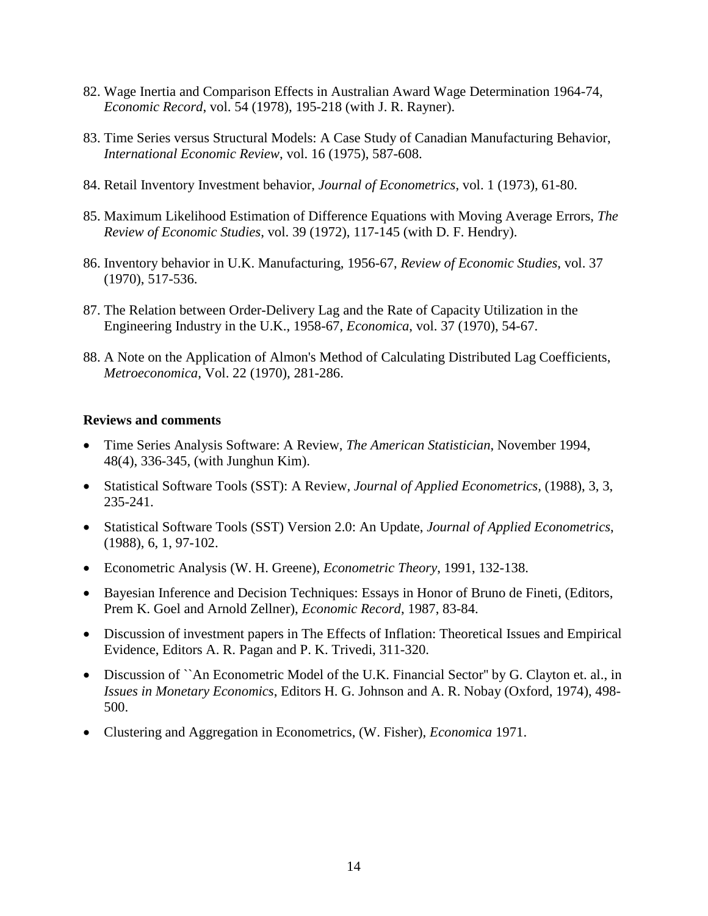82. Wage Inertia and Comparison Effects in Australian Award Wage Determination 1964-74, *Economic Record*, vol. 54 (1978), 195-218 (with J. R. Rayner).

83. Time Series versus Structural Models: A Case Study of Canadian Manufacturing Behavior, *International Economic Review*, vol. 16 (1975), 587-608.

84. Retail Inventory Investment behavior, *Journal of Econometrics*, vol. 1 (1973), 61-80.

85. Maximum Likelihood Estimation of Difference Equations with Moving Average Errors, *The Review of Economic Studies*, vol. 39 (1972), 117-145 (with D. F. Hendry).

86. Inventory behavior in U.K. Manufacturing, 1956-67, *Review of Economic Studies*, vol. 37 (1970), 517-536.

87. The Relation between Order-Delivery Lag and the Rate of Capacity Utilization in the Engineering Industry in the U.K., 1958-67, *Economica*, vol. 37 (1970), 54-67.

88. A Note on the Application of Almon's Method of Calculating Distributed Lag Coefficients, *Metroeconomica*, Vol. 22 (1970), 281-286.

**Reviews and comments**

- Time Series Analysis Software: A Review, *The American Statistician*, November 1994, 48(4), 336-345, (with Junghun Kim).
- Statistical Software Tools (SST): A Review, *Journal of Applied Econometrics*, (1988), 3, 3, 235-241.
- Statistical Software Tools (SST) Version 2.0: An Update, *Journal of Applied Econometrics*, (1988), 6, 1, 97-102.
- Econometric Analysis (W. H. Greene), *Econometric Theory*, 1991, 132-138.
- Bayesian Inference and Decision Techniques: Essays in Honor of Bruno de Fineti, (Editors, Prem K. Goel and Arnold Zellner), *Economic Record*, 1987, 83-84.
- Discussion of investment papers in The Effects of Inflation: Theoretical Issues and Empirical Evidence, Editors A. R. Pagan and P. K. Trivedi, 311-320.
- Discussion of ``An Econometric Model of the U.K. Financial Sector'' by G. Clayton et. al., in *Issues in Monetary Economics*, Editors H. G. Johnson and A. R. Nobay (Oxford, 1974), 498-500.
- Clustering and Aggregation in Econometrics, (W. Fisher), *Economica* 1971.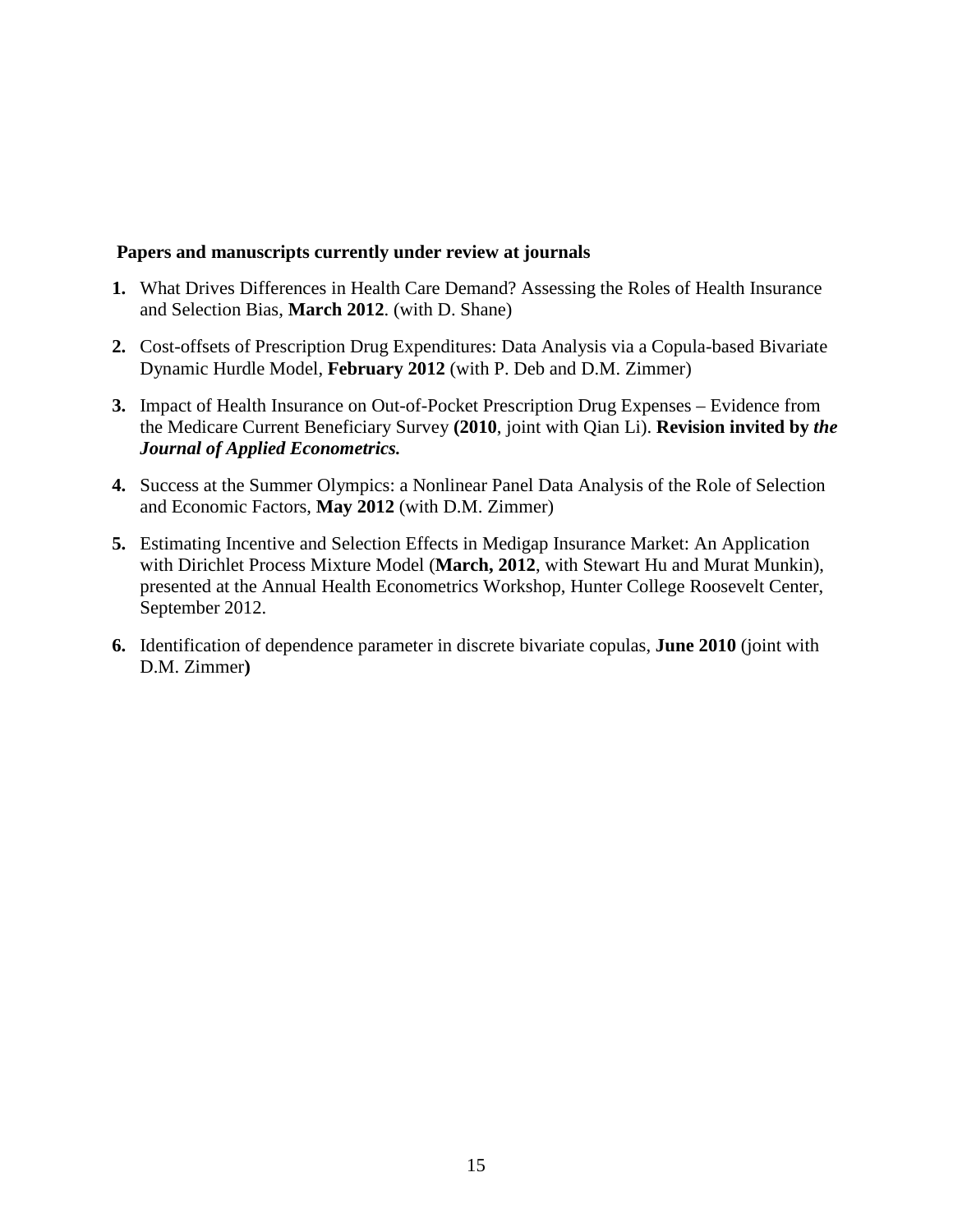**Papers and manuscripts currently under review at journals**

1. What Drives Differences in Health Care Demand? Assessing the Roles of Health Insurance and Selection Bias, **March 2012**. (with D. Shane)

2. Cost-offsets of Prescription Drug Expenditures: Data Analysis via a Copula-based Bivariate Dynamic Hurdle Model, **February 2012** (with P. Deb and D.M. Zimmer)

3. Impact of Health Insurance on Out-of-Pocket Prescription Drug Expenses – Evidence from the Medicare Current Beneficiary Survey **(2010**, joint with Qian Li). **Revision invited by *the Journal of Applied Econometrics.***

4. Success at the Summer Olympics: a Nonlinear Panel Data Analysis of the Role of Selection and Economic Factors, **May 2012** (with D.M. Zimmer)

5. Estimating Incentive and Selection Effects in Medigap Insurance Market: An Application with Dirichlet Process Mixture Model (**March, 2012**, with Stewart Hu and Murat Munkin), presented at the Annual Health Econometrics Workshop, Hunter College Roosevelt Center, September 2012.

6. Identification of dependence parameter in discrete bivariate copulas, **June 2010** (joint with D.M. Zimmer**)**